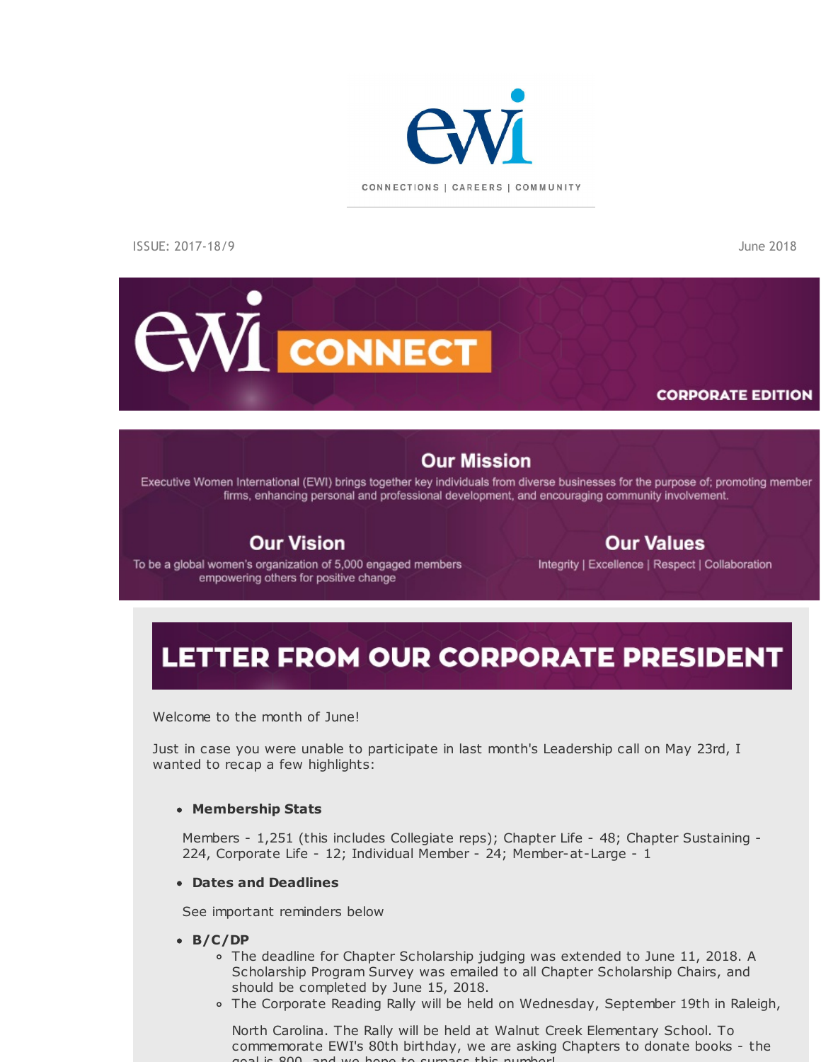ewi

CONNECTIONS | CAREERS | COMMUNITY

ISSUE: 2017-18/9

June 2018

# ewi CONNECT

CORPORATE EDITION

## Our Mission

Executive Women International (EWI) brings together key individuals from diverse businesses for the purpose of; promoting member firms, enhancing personal and professional development, and encouraging community involvement.

## Our Vision

To be a global women's organization of 5,000 engaged members empowering others for positive change

## Our Values

Integrity | Excellence | Respect | Collaboration

## LETTER FROM OUR CORPORATE PRESIDENT

Welcome to the month of June!

Just in case you were unable to participate in last month's Leadership call on May 23rd, I wanted to recap a few highlights:

- **Membership Stats**

  Members - 1,251 (this includes Collegiate reps); Chapter Life - 48; Chapter Sustaining - 224, Corporate Life - 12; Individual Member - 24; Member-at-Large - 1

- **Dates and Deadlines**

  See important reminders below

- **B/C/DP**
  - The deadline for Chapter Scholarship judging was extended to June 11, 2018. A Scholarship Program Survey was emailed to all Chapter Scholarship Chairs, and should be completed by June 15, 2018.
  - The Corporate Reading Rally will be held on Wednesday, September 19th in Raleigh, North Carolina. The Rally will be held at Walnut Creek Elementary School. To commemorate EWI's 80th birthday, we are asking Chapters to donate books - the goal is 800, and we hope to surpass this number!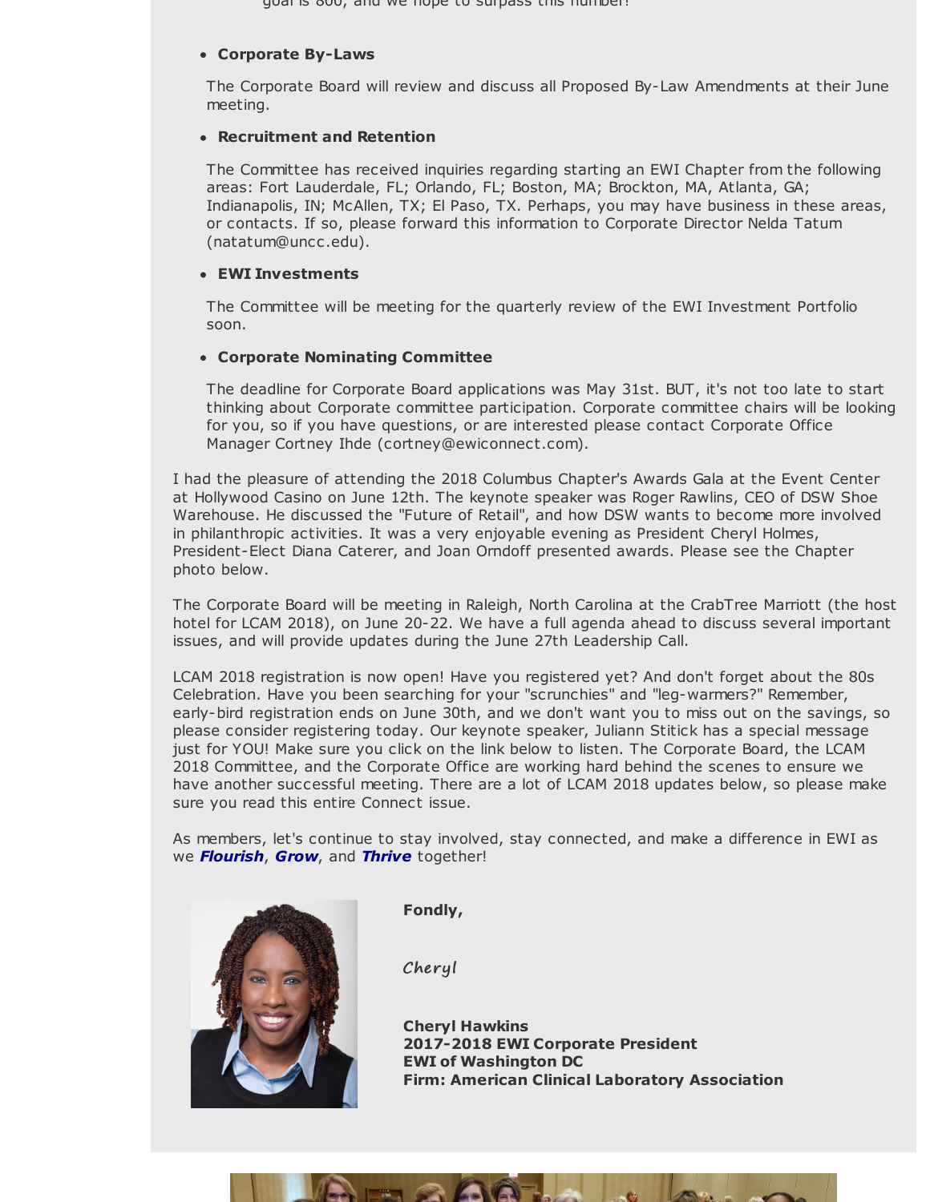goal is 800, and we hope to surpass this number!

- **Corporate By-Laws**

  The Corporate Board will review and discuss all Proposed By-Law Amendments at their June meeting.

- **Recruitment and Retention**

  The Committee has received inquiries regarding starting an EWI Chapter from the following areas: Fort Lauderdale, FL; Orlando, FL; Boston, MA; Brockton, MA, Atlanta, GA; Indianapolis, IN; McAllen, TX; El Paso, TX. Perhaps, you may have business in these areas, or contacts. If so, please forward this information to Corporate Director Nelda Tatum (natatum@uncc.edu).

- **EWI Investments**

  The Committee will be meeting for the quarterly review of the EWI Investment Portfolio soon.

- **Corporate Nominating Committee**

  The deadline for Corporate Board applications was May 31st. BUT, it's not too late to start thinking about Corporate committee participation. Corporate committee chairs will be looking for you, so if you have questions, or are interested please contact Corporate Office Manager Cortney Ihde (cortney@ewiconnect.com).

I had the pleasure of attending the 2018 Columbus Chapter's Awards Gala at the Event Center at Hollywood Casino on June 12th. The keynote speaker was Roger Rawlins, CEO of DSW Shoe Warehouse. He discussed the "Future of Retail", and how DSW wants to become more involved in philanthropic activities. It was a very enjoyable evening as President Cheryl Holmes, President-Elect Diana Caterer, and Joan Orndoff presented awards. Please see the Chapter photo below.

The Corporate Board will be meeting in Raleigh, North Carolina at the CrabTree Marriott (the host hotel for LCAM 2018), on June 20-22. We have a full agenda ahead to discuss several important issues, and will provide updates during the June 27th Leadership Call.

LCAM 2018 registration is now open! Have you registered yet? And don't forget about the 80s Celebration. Have you been searching for your "scrunchies" and "leg-warmers?" Remember, early-bird registration ends on June 30th, and we don't want you to miss out on the savings, so please consider registering today. Our keynote speaker, Juliann Stitick has a special message just for YOU! Make sure you click on the link below to listen. The Corporate Board, the LCAM 2018 Committee, and the Corporate Office are working hard behind the scenes to ensure we have another successful meeting. There are a lot of LCAM 2018 updates below, so please make sure you read this entire Connect issue.

As members, let's continue to stay involved, stay connected, and make a difference in EWI as we ***Flourish***, ***Grow***, and ***Thrive*** together!

**Fondly,**

Cheryl

**Cheryl Hawkins**
**2017-2018 EWI Corporate President**
**EWI of Washington DC**
**Firm: American Clinical Laboratory Association**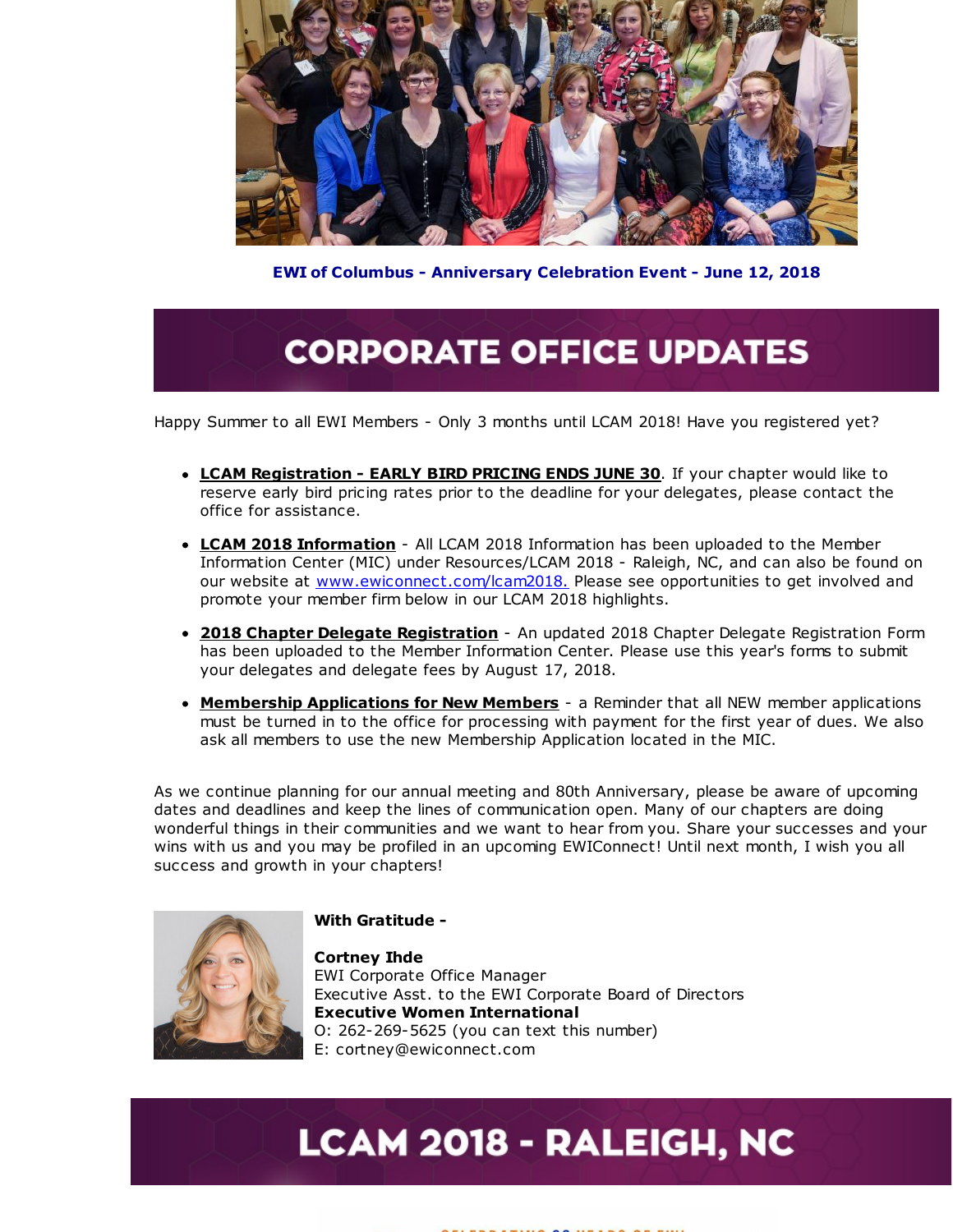**EWI of Columbus - Anniversary Celebration Event - June 12, 2018**

# CORPORATE OFFICE UPDATES

Happy Summer to all EWI Members - Only 3 months until LCAM 2018! Have you registered yet?

- **LCAM Registration - EARLY BIRD PRICING ENDS JUNE 30**. If your chapter would like to reserve early bird pricing rates prior to the deadline for your delegates, please contact the office for assistance.
- **LCAM 2018 Information** - All LCAM 2018 Information has been uploaded to the Member Information Center (MIC) under Resources/LCAM 2018 - Raleigh, NC, and can also be found on our website at www.ewiconnect.com/lcam2018. Please see opportunities to get involved and promote your member firm below in our LCAM 2018 highlights.
- **2018 Chapter Delegate Registration** - An updated 2018 Chapter Delegate Registration Form has been uploaded to the Member Information Center. Please use this year's forms to submit your delegates and delegate fees by August 17, 2018.
- **Membership Applications for New Members** - a Reminder that all NEW member applications must be turned in to the office for processing with payment for the first year of dues. We also ask all members to use the new Membership Application located in the MIC.

As we continue planning for our annual meeting and 80th Anniversary, please be aware of upcoming dates and deadlines and keep the lines of communication open. Many of our chapters are doing wonderful things in their communities and we want to hear from you. Share your successes and your wins with us and you may be profiled in an upcoming EWIConnect! Until next month, I wish you all success and growth in your chapters!

**With Gratitude -**

**Cortney Ihde**
EWI Corporate Office Manager
Executive Asst. to the EWI Corporate Board of Directors
**Executive Women International**
O: 262-269-5625 (you can text this number)
E: cortney@ewiconnect.com

# LCAM 2018 - RALEIGH, NC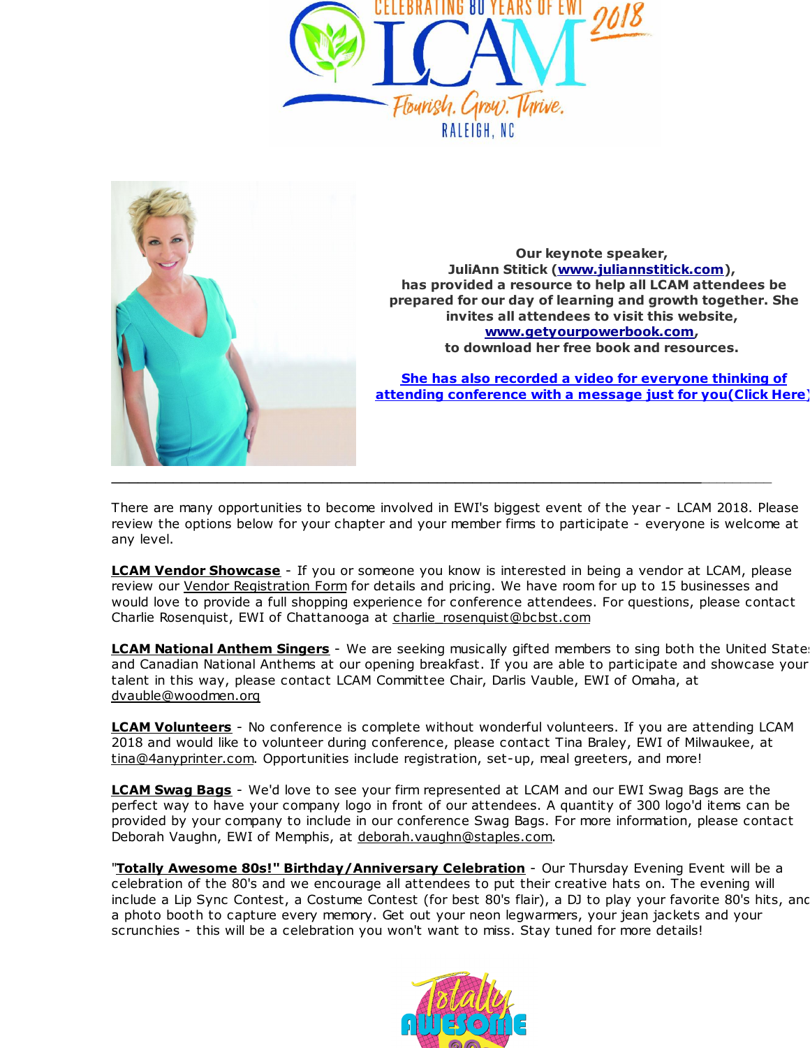Our keynote speaker,
JuliAnn Stitick (www.juliannstitick.com),
has provided a resource to help all LCAM attendees be prepared for our day of learning and growth together. She invites all attendees to visit this website, www.getyourpowerbook.com,
to download her free book and resources.

She has also recorded a video for everyone thinking of attending conference with a message just for you(Click Here)

---

There are many opportunities to become involved in EWI's biggest event of the year - LCAM 2018. Please review the options below for your chapter and your member firms to participate - everyone is welcome at any level.

**LCAM Vendor Showcase** - If you or someone you know is interested in being a vendor at LCAM, please review our Vendor Registration Form for details and pricing. We have room for up to 15 businesses and would love to provide a full shopping experience for conference attendees. For questions, please contact Charlie Rosenquist, EWI of Chattanooga at charlie_rosenquist@bcbst.com

**LCAM National Anthem Singers** - We are seeking musically gifted members to sing both the United States and Canadian National Anthems at our opening breakfast. If you are able to participate and showcase your talent in this way, please contact LCAM Committee Chair, Darlis Vauble, EWI of Omaha, at dvauble@woodmen.org

**LCAM Volunteers** - No conference is complete without wonderful volunteers. If you are attending LCAM 2018 and would like to volunteer during conference, please contact Tina Braley, EWI of Milwaukee, at tina@4anyprinter.com. Opportunities include registration, set-up, meal greeters, and more!

**LCAM Swag Bags** - We'd love to see your firm represented at LCAM and our EWI Swag Bags are the perfect way to have your company logo in front of our attendees. A quantity of 300 logo'd items can be provided by your company to include in our conference Swag Bags. For more information, please contact Deborah Vaughn, EWI of Memphis, at deborah.vaughn@staples.com.

"**Totally Awesome 80s!" Birthday/Anniversary Celebration** - Our Thursday Evening Event will be a celebration of the 80's and we encourage all attendees to put their creative hats on. The evening will include a Lip Sync Contest, a Costume Contest (for best 80's flair), a DJ to play your favorite 80's hits, and a photo booth to capture every memory. Get out your neon legwarmers, your jean jackets and your scrunchies - this will be a celebration you won't want to miss. Stay tuned for more details!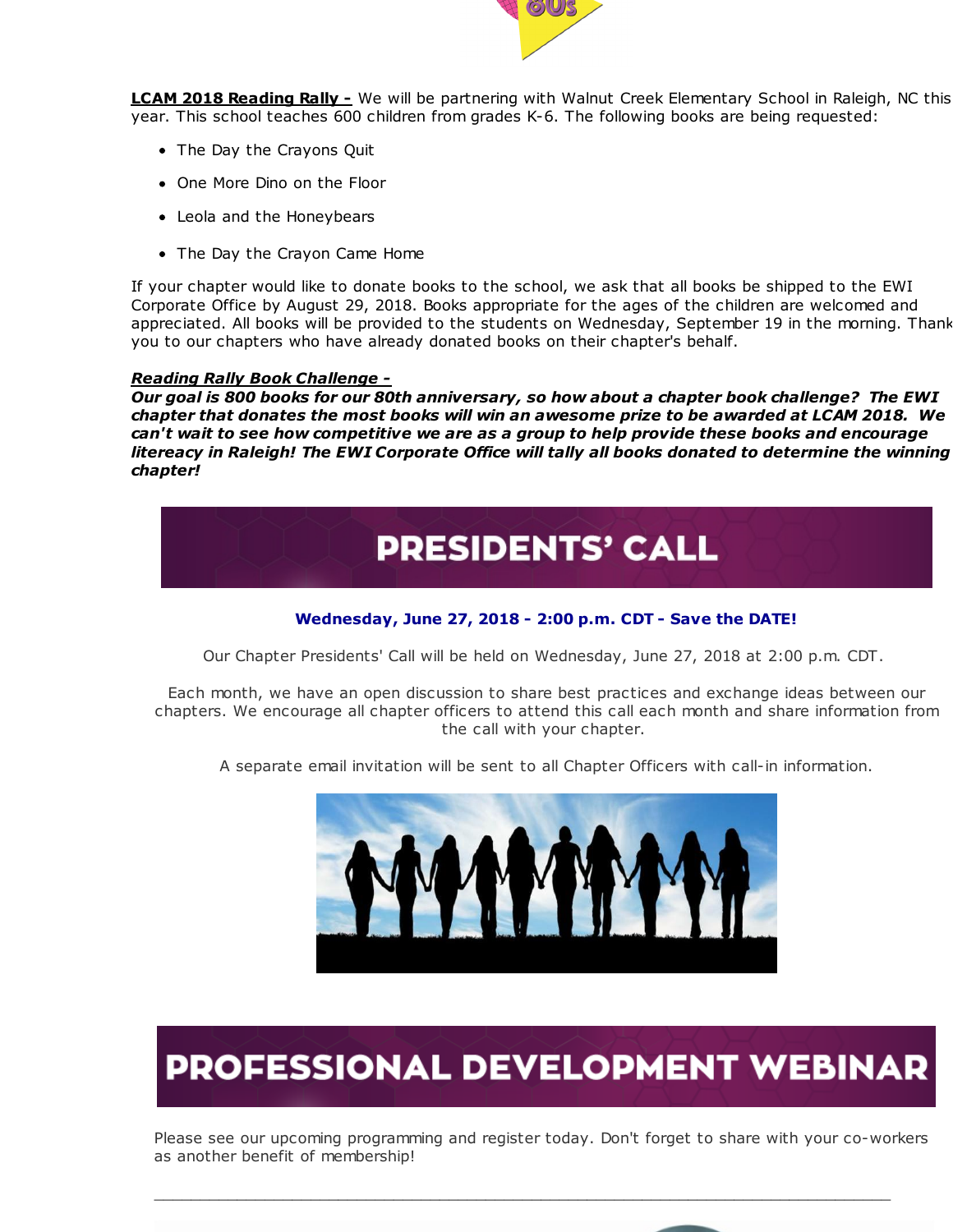**LCAM 2018 Reading Rally -** We will be partnering with Walnut Creek Elementary School in Raleigh, NC this year. This school teaches 600 children from grades K-6. The following books are being requested:

- The Day the Crayons Quit
- One More Dino on the Floor
- Leola and the Honeybears
- The Day the Crayon Came Home

If your chapter would like to donate books to the school, we ask that all books be shipped to the EWI Corporate Office by August 29, 2018. Books appropriate for the ages of the children are welcomed and appreciated. All books will be provided to the students on Wednesday, September 19 in the morning. Thank you to our chapters who have already donated books on their chapter's behalf.

***Reading Rally Book Challenge -***
***Our goal is 800 books for our 80th anniversary, so how about a chapter book challenge? The EWI chapter that donates the most books will win an awesome prize to be awarded at LCAM 2018. We can't wait to see how competitive we are as a group to help provide these books and encourage litereacy in Raleigh! The EWI Corporate Office will tally all books donated to determine the winning chapter!***

## PRESIDENTS' CALL

**Wednesday, June 27, 2018 - 2:00 p.m. CDT - Save the DATE!**

Our Chapter Presidents' Call will be held on Wednesday, June 27, 2018 at 2:00 p.m. CDT.

Each month, we have an open discussion to share best practices and exchange ideas between our chapters. We encourage all chapter officers to attend this call each month and share information from the call with your chapter.

A separate email invitation will be sent to all Chapter Officers with call-in information.

## PROFESSIONAL DEVELOPMENT WEBINAR

Please see our upcoming programming and register today. Don't forget to share with your co-workers as another benefit of membership!

---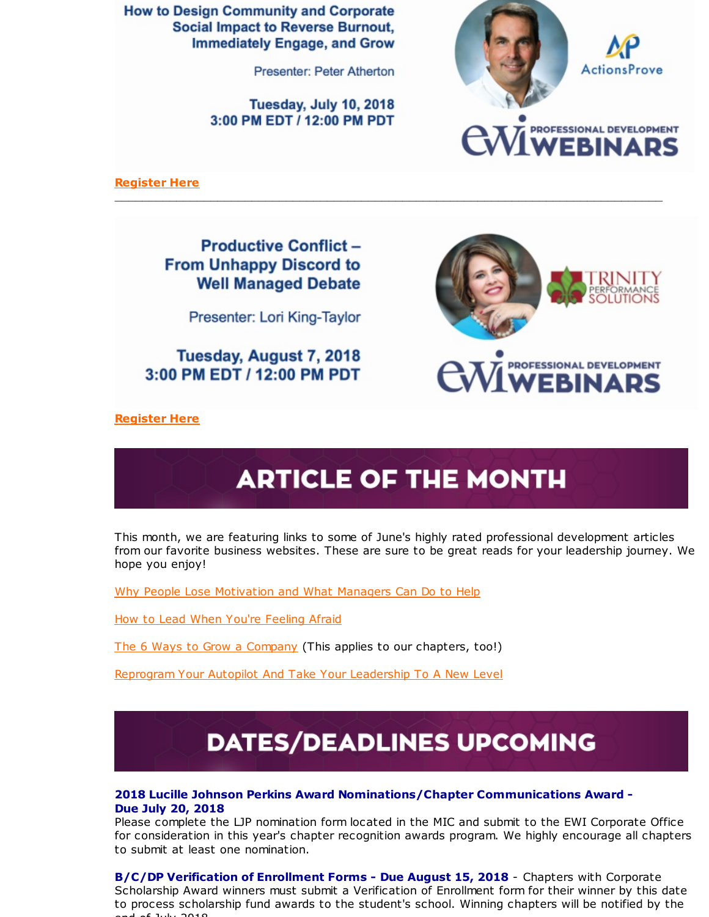**How to Design Community and Corporate Social Impact to Reverse Burnout, Immediately Engage, and Grow**

Presenter: Peter Atherton

**Tuesday, July 10, 2018**
**3:00 PM EDT / 12:00 PM PDT**

ActionsProve

EWI PROFESSIONAL DEVELOPMENT WEBINARS

**Register Here**

---

**Productive Conflict – From Unhappy Discord to Well Managed Debate**

Presenter: Lori King-Taylor

**Tuesday, August 7, 2018**
**3:00 PM EDT / 12:00 PM PDT**

TRINITY PERFORMANCE SOLUTIONS

EWI PROFESSIONAL DEVELOPMENT WEBINARS

**Register Here**

## ARTICLE OF THE MONTH

This month, we are featuring links to some of June's highly rated professional development articles from our favorite business websites. These are sure to be great reads for your leadership journey. We hope you enjoy!

Why People Lose Motivation and What Managers Can Do to Help

How to Lead When You're Feeling Afraid

The 6 Ways to Grow a Company (This applies to our chapters, too!)

Reprogram Your Autopilot And Take Your Leadership To A New Level

## DATES/DEADLINES UPCOMING

**2018 Lucille Johnson Perkins Award Nominations/Chapter Communications Award - Due July 20, 2018**
Please complete the LJP nomination form located in the MIC and submit to the EWI Corporate Office for consideration in this year's chapter recognition awards program. We highly encourage all chapters to submit at least one nomination.

**B/C/DP Verification of Enrollment Forms - Due August 15, 2018** - Chapters with Corporate Scholarship Award winners must submit a Verification of Enrollment form for their winner by this date to process scholarship fund awards to the student's school. Winning chapters will be notified by the end of July 2018.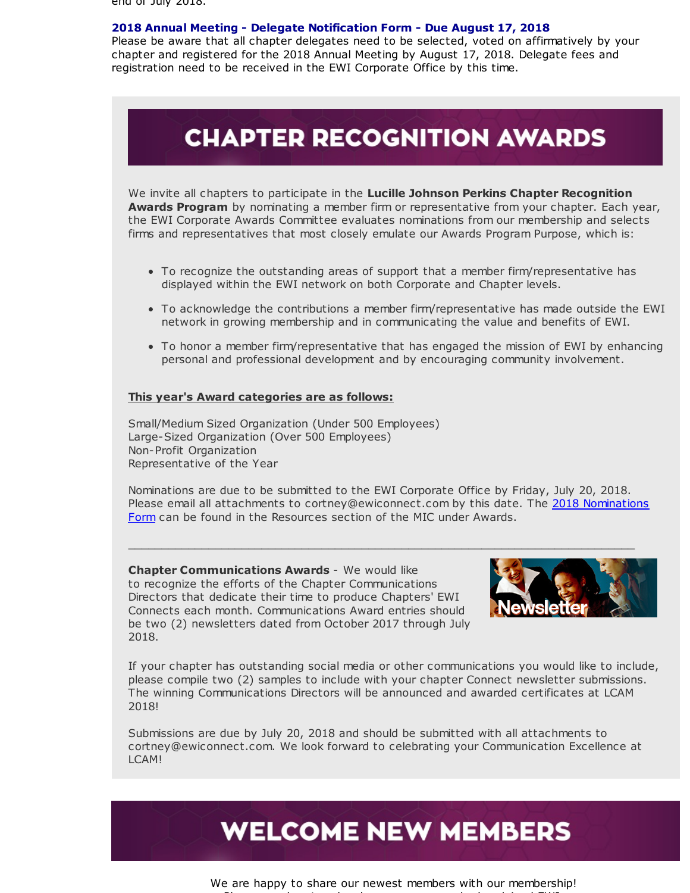end of July 2018.

**2018 Annual Meeting - Delegate Notification Form - Due August 17, 2018**
Please be aware that all chapter delegates need to be selected, voted on affirmatively by your chapter and registered for the 2018 Annual Meeting by August 17, 2018. Delegate fees and registration need to be received in the EWI Corporate Office by this time.

# CHAPTER RECOGNITION AWARDS

We invite all chapters to participate in the **Lucille Johnson Perkins Chapter Recognition Awards Program** by nominating a member firm or representative from your chapter. Each year, the EWI Corporate Awards Committee evaluates nominations from our membership and selects firms and representatives that most closely emulate our Awards Program Purpose, which is:

- To recognize the outstanding areas of support that a member firm/representative has displayed within the EWI network on both Corporate and Chapter levels.
- To acknowledge the contributions a member firm/representative has made outside the EWI network in growing membership and in communicating the value and benefits of EWI.
- To honor a member firm/representative that has engaged the mission of EWI by enhancing personal and professional development and by encouraging community involvement.

**This year's Award categories are as follows:**

Small/Medium Sized Organization (Under 500 Employees)
Large-Sized Organization (Over 500 Employees)
Non-Profit Organization
Representative of the Year

Nominations are due to be submitted to the EWI Corporate Office by Friday, July 20, 2018. Please email all attachments to cortney@ewiconnect.com by this date. The 2018 Nominations Form can be found in the Resources section of the MIC under Awards.

---

**Chapter Communications Awards** - We would like to recognize the efforts of the Chapter Communications Directors that dedicate their time to produce Chapters' EWI Connects each month. Communications Award entries should be two (2) newsletters dated from October 2017 through July 2018.

If your chapter has outstanding social media or other communications you would like to include, please compile two (2) samples to include with your chapter Connect newsletter submissions. The winning Communications Directors will be announced and awarded certificates at LCAM 2018!

Submissions are due by July 20, 2018 and should be submitted with all attachments to cortney@ewiconnect.com. We look forward to celebrating your Communication Excellence at LCAM!

# WELCOME NEW MEMBERS

We are happy to share our newest members with our membership!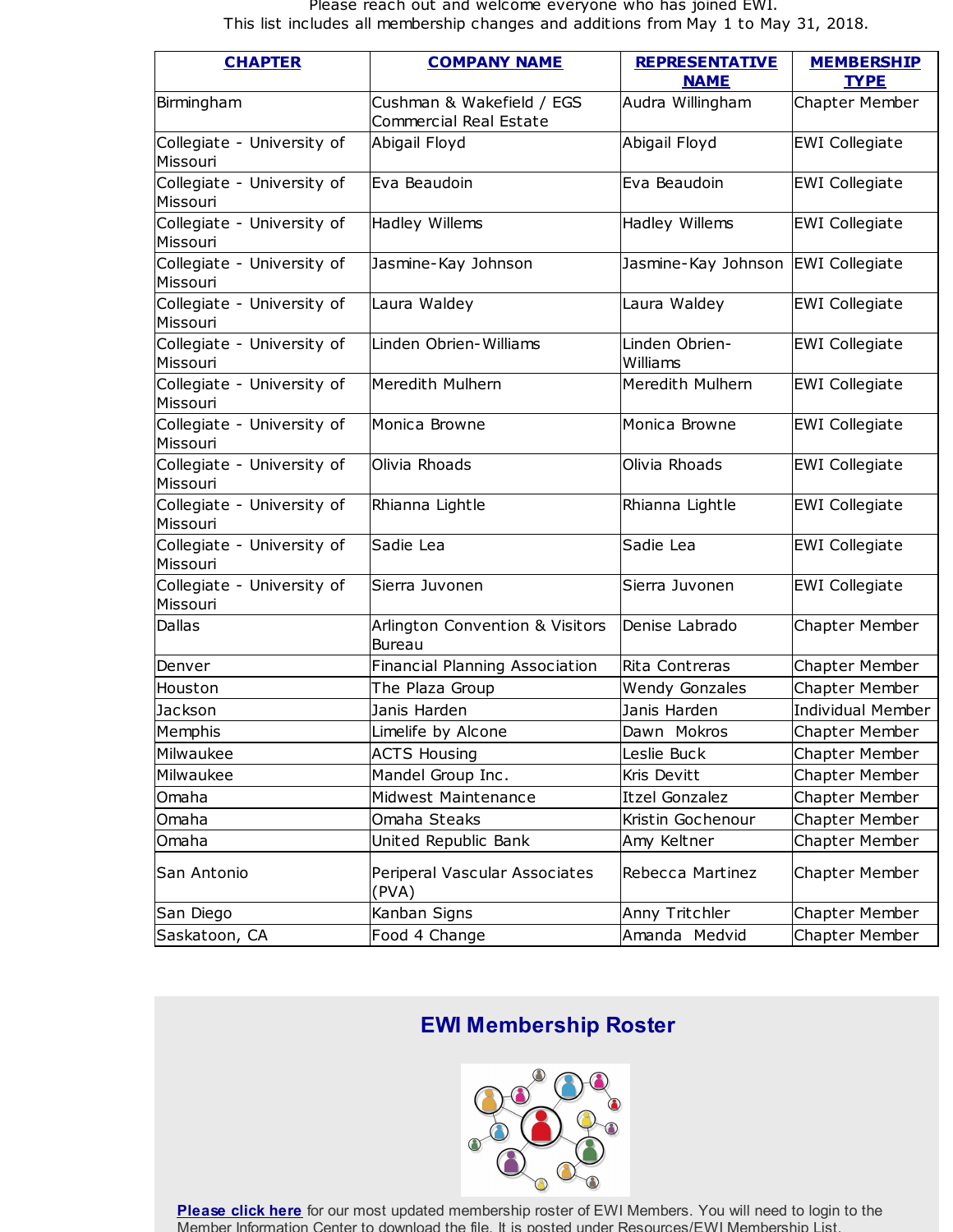Please reach out and welcome everyone who has joined EWI.
This list includes all membership changes and additions from May 1 to May 31, 2018.

| CHAPTER | COMPANY NAME | REPRESENTATIVE NAME | MEMBERSHIP TYPE |
|---|---|---|---|
| Birmingham | Cushman & Wakefield / EGS Commercial Real Estate | Audra Willingham | Chapter Member |
| Collegiate - University of Missouri | Abigail Floyd | Abigail Floyd | EWI Collegiate |
| Collegiate - University of Missouri | Eva Beaudoin | Eva Beaudoin | EWI Collegiate |
| Collegiate - University of Missouri | Hadley Willems | Hadley Willems | EWI Collegiate |
| Collegiate - University of Missouri | Jasmine-Kay Johnson | Jasmine-Kay Johnson | EWI Collegiate |
| Collegiate - University of Missouri | Laura Waldey | Laura Waldey | EWI Collegiate |
| Collegiate - University of Missouri | Linden Obrien-Williams | Linden Obrien-Williams | EWI Collegiate |
| Collegiate - University of Missouri | Meredith Mulhern | Meredith Mulhern | EWI Collegiate |
| Collegiate - University of Missouri | Monica Browne | Monica Browne | EWI Collegiate |
| Collegiate - University of Missouri | Olivia Rhoads | Olivia Rhoads | EWI Collegiate |
| Collegiate - University of Missouri | Rhianna Lightle | Rhianna Lightle | EWI Collegiate |
| Collegiate - University of Missouri | Sadie Lea | Sadie Lea | EWI Collegiate |
| Collegiate - University of Missouri | Sierra Juvonen | Sierra Juvonen | EWI Collegiate |
| Dallas | Arlington Convention & Visitors Bureau | Denise Labrado | Chapter Member |
| Denver | Financial Planning Association | Rita Contreras | Chapter Member |
| Houston | The Plaza Group | Wendy Gonzales | Chapter Member |
| Jackson | Janis Harden | Janis Harden | Individual Member |
| Memphis | Limelife by Alcone | Dawn Mokros | Chapter Member |
| Milwaukee | ACTS Housing | Leslie Buck | Chapter Member |
| Milwaukee | Mandel Group Inc. | Kris Devitt | Chapter Member |
| Omaha | Midwest Maintenance | Itzel Gonzalez | Chapter Member |
| Omaha | Omaha Steaks | Kristin Gochenour | Chapter Member |
| Omaha | United Republic Bank | Amy Keltner | Chapter Member |
| San Antonio | Periperal Vascular Associates (PVA) | Rebecca Martinez | Chapter Member |
| San Diego | Kanban Signs | Anny Tritchler | Chapter Member |
| Saskatoon, CA | Food 4 Change | Amanda Medvid | Chapter Member |

## EWI Membership Roster

**Please click here** for our most updated membership roster of EWI Members. You will need to login to the Member Information Center to download the file. It is posted under Resources/EWI Membership List.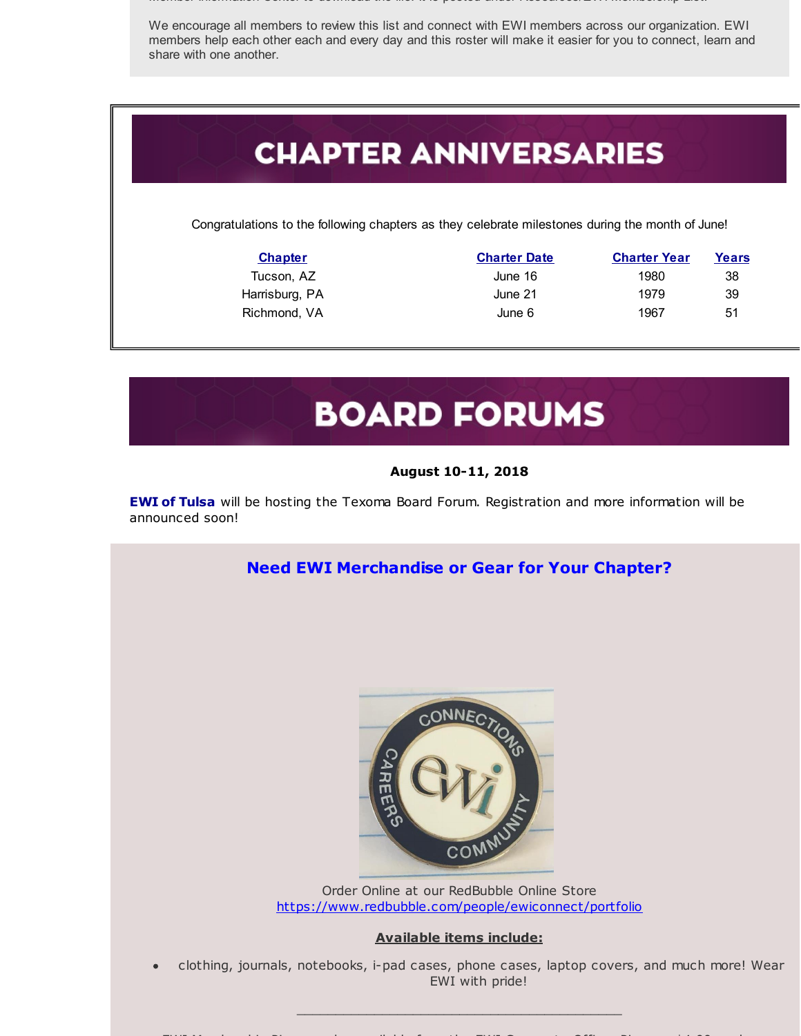We encourage all members to review this list and connect with EWI members across our organization. EWI members help each other each and every day and this roster will make it easier for you to connect, learn and share with one another.

# CHAPTER ANNIVERSARIES

Congratulations to the following chapters as they celebrate milestones during the month of June!

| Chapter | Charter Date | Charter Year | Years |
|---|---|---|---|
| Tucson, AZ | June 16 | 1980 | 38 |
| Harrisburg, PA | June 21 | 1979 | 39 |
| Richmond, VA | June 6 | 1967 | 51 |

# BOARD FORUMS

**August 10-11, 2018**

**EWI of Tulsa** will be hosting the Texoma Board Forum. Registration and more information will be announced soon!

## Need EWI Merchandise or Gear for Your Chapter?

Order Online at our RedBubble Online Store
https://www.redbubble.com/people/ewiconnect/portfolio

**Available items include:**

- clothing, journals, notebooks, i-pad cases, phone cases, laptop covers, and much more! Wear EWI with pride!

---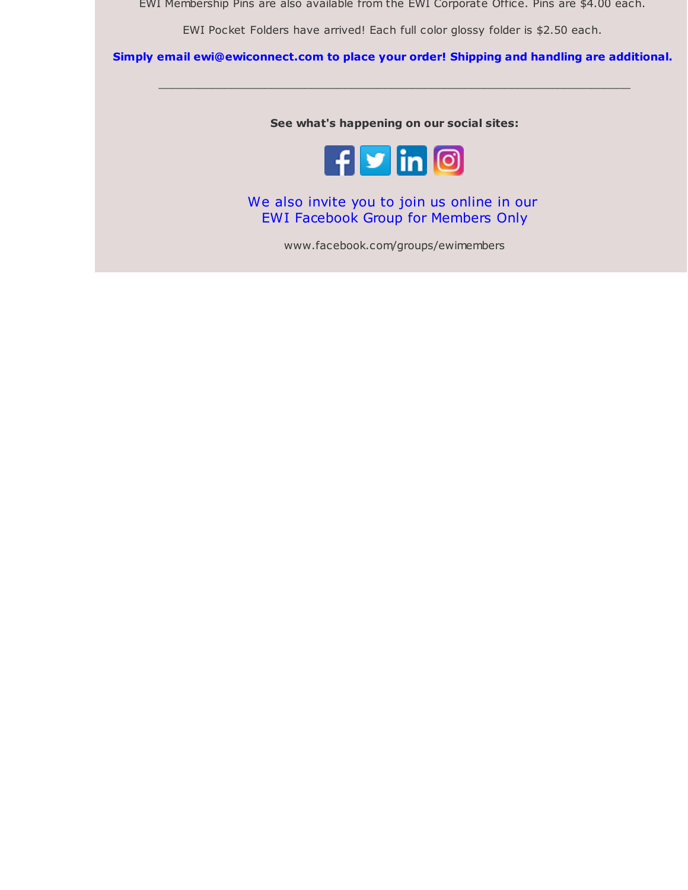EWI Membership Pins are also available from the EWI Corporate Office. Pins are $4.00 each.

EWI Pocket Folders have arrived! Each full color glossy folder is $2.50 each.

**Simply email ewi@ewiconnect.com to place your order! Shipping and handling are additional.**

---

**See what's happening on our social sites:**

We also invite you to join us online in our EWI Facebook Group for Members Only

www.facebook.com/groups/ewimembers